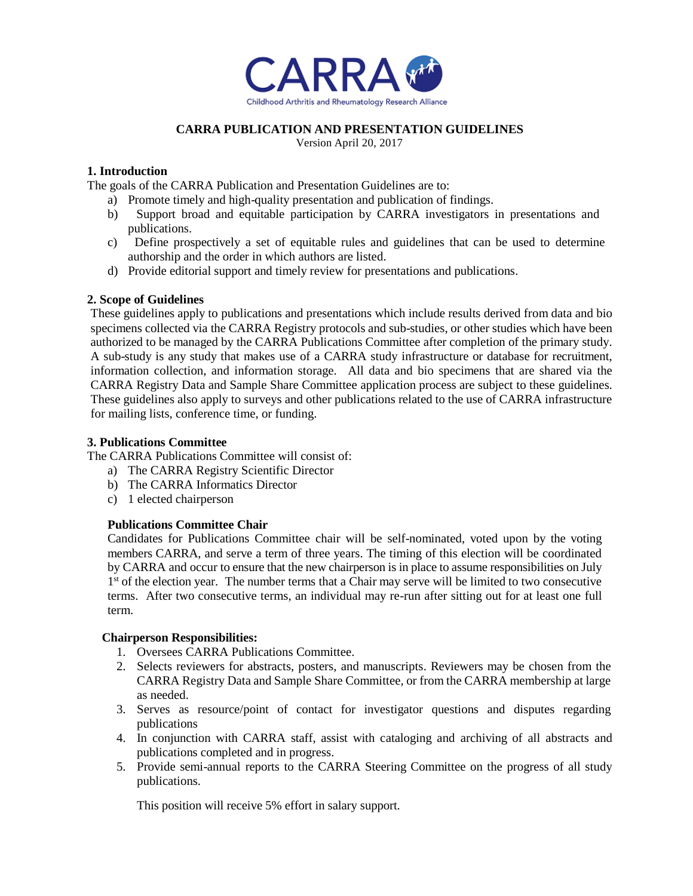CARRA

Childhood Arthritis and Rheumatology Research Alliance

# CARRA PUBLICATION AND PRESENTATION GUIDELINES

Version April 20, 2017

## 1. Introduction

The goals of the CARRA Publication and Presentation Guidelines are to:

a) Promote timely and high-quality presentation and publication of findings.
b) Support broad and equitable participation by CARRA investigators in presentations and publications.
c) Define prospectively a set of equitable rules and guidelines that can be used to determine authorship and the order in which authors are listed.
d) Provide editorial support and timely review for presentations and publications.

## 2. Scope of Guidelines

These guidelines apply to publications and presentations which include results derived from data and bio specimens collected via the CARRA Registry protocols and sub-studies, or other studies which have been authorized to be managed by the CARRA Publications Committee after completion of the primary study. A sub-study is any study that makes use of a CARRA study infrastructure or database for recruitment, information collection, and information storage. All data and bio specimens that are shared via the CARRA Registry Data and Sample Share Committee application process are subject to these guidelines. These guidelines also apply to surveys and other publications related to the use of CARRA infrastructure for mailing lists, conference time, or funding.

## 3. Publications Committee

The CARRA Publications Committee will consist of:

a) The CARRA Registry Scientific Director
b) The CARRA Informatics Director
c) 1 elected chairperson

### Publications Committee Chair

Candidates for Publications Committee chair will be self-nominated, voted upon by the voting members CARRA, and serve a term of three years. The timing of this election will be coordinated by CARRA and occur to ensure that the new chairperson is in place to assume responsibilities on July 1st of the election year. The number terms that a Chair may serve will be limited to two consecutive terms. After two consecutive terms, an individual may re-run after sitting out for at least one full term.

### Chairperson Responsibilities:

1. Oversees CARRA Publications Committee.
2. Selects reviewers for abstracts, posters, and manuscripts. Reviewers may be chosen from the CARRA Registry Data and Sample Share Committee, or from the CARRA membership at large as needed.
3. Serves as resource/point of contact for investigator questions and disputes regarding publications
4. In conjunction with CARRA staff, assist with cataloging and archiving of all abstracts and publications completed and in progress.
5. Provide semi-annual reports to the CARRA Steering Committee on the progress of all study publications.

This position will receive 5% effort in salary support.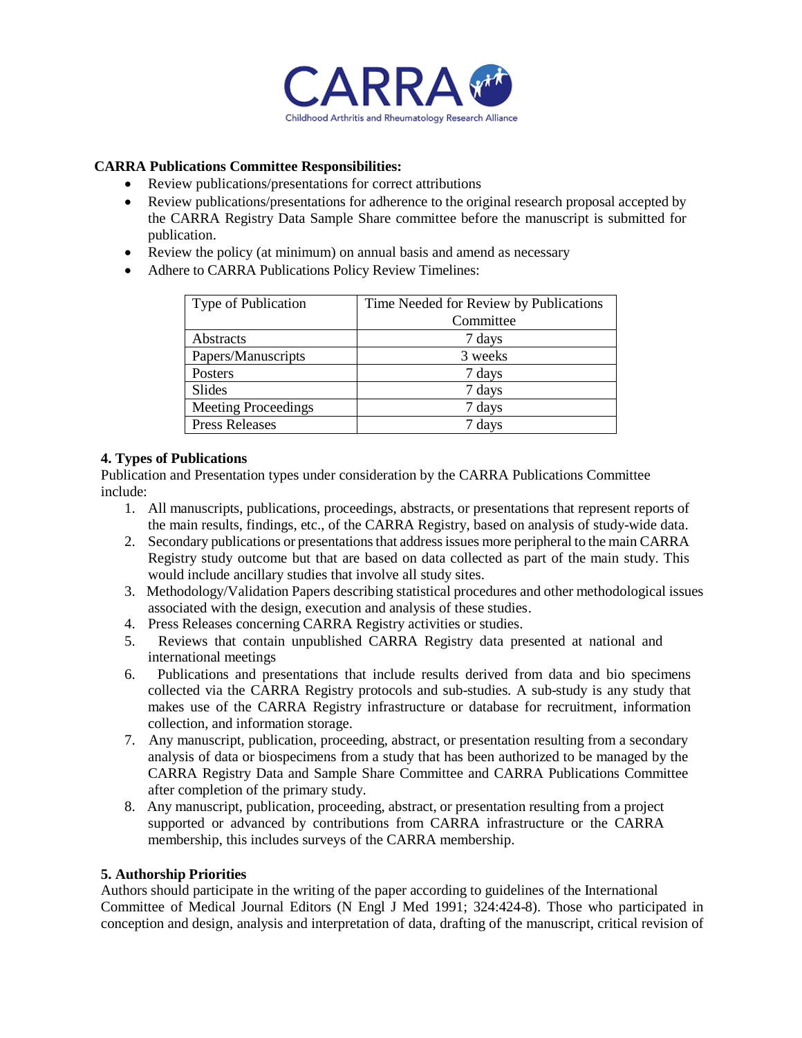**CARRA Publications Committee Responsibilities:**

- Review publications/presentations for correct attributions
- Review publications/presentations for adherence to the original research proposal accepted by the CARRA Registry Data Sample Share committee before the manuscript is submitted for publication.
- Review the policy (at minimum) on annual basis and amend as necessary
- Adhere to CARRA Publications Policy Review Timelines:

| Type of Publication | Time Needed for Review by Publications Committee |
|---|---|
| Abstracts | 7 days |
| Papers/Manuscripts | 3 weeks |
| Posters | 7 days |
| Slides | 7 days |
| Meeting Proceedings | 7 days |
| Press Releases | 7 days |

**4. Types of Publications**

Publication and Presentation types under consideration by the CARRA Publications Committee include:

1. All manuscripts, publications, proceedings, abstracts, or presentations that represent reports of the main results, findings, etc., of the CARRA Registry, based on analysis of study-wide data.
2. Secondary publications or presentations that address issues more peripheral to the main CARRA Registry study outcome but that are based on data collected as part of the main study. This would include ancillary studies that involve all study sites.
3. Methodology/Validation Papers describing statistical procedures and other methodological issues associated with the design, execution and analysis of these studies.
4. Press Releases concerning CARRA Registry activities or studies.
5. Reviews that contain unpublished CARRA Registry data presented at national and international meetings
6. Publications and presentations that include results derived from data and bio specimens collected via the CARRA Registry protocols and sub-studies. A sub-study is any study that makes use of the CARRA Registry infrastructure or database for recruitment, information collection, and information storage.
7. Any manuscript, publication, proceeding, abstract, or presentation resulting from a secondary analysis of data or biospecimens from a study that has been authorized to be managed by the CARRA Registry Data and Sample Share Committee and CARRA Publications Committee after completion of the primary study.
8. Any manuscript, publication, proceeding, abstract, or presentation resulting from a project supported or advanced by contributions from CARRA infrastructure or the CARRA membership, this includes surveys of the CARRA membership.

**5. Authorship Priorities**

Authors should participate in the writing of the paper according to guidelines of the International Committee of Medical Journal Editors (N Engl J Med 1991; 324:424-8). Those who participated in conception and design, analysis and interpretation of data, drafting of the manuscript, critical revision of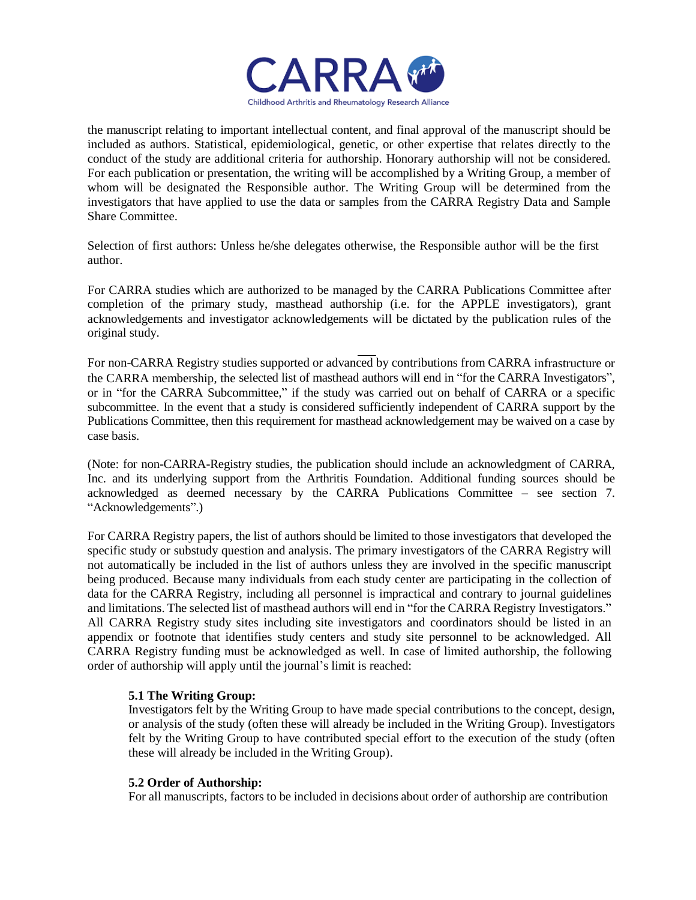the manuscript relating to important intellectual content, and final approval of the manuscript should be included as authors. Statistical, epidemiological, genetic, or other expertise that relates directly to the conduct of the study are additional criteria for authorship. Honorary authorship will not be considered. For each publication or presentation, the writing will be accomplished by a Writing Group, a member of whom will be designated the Responsible author. The Writing Group will be determined from the investigators that have applied to use the data or samples from the CARRA Registry Data and Sample Share Committee.

Selection of first authors: Unless he/she delegates otherwise, the Responsible author will be the first author.

For CARRA studies which are authorized to be managed by the CARRA Publications Committee after completion of the primary study, masthead authorship (i.e. for the APPLE investigators), grant acknowledgements and investigator acknowledgements will be dictated by the publication rules of the original study.

For non-CARRA Registry studies supported or advanced by contributions from CARRA infrastructure or the CARRA membership, the selected list of masthead authors will end in "for the CARRA Investigators", or in "for the CARRA Subcommittee," if the study was carried out on behalf of CARRA or a specific subcommittee. In the event that a study is considered sufficiently independent of CARRA support by the Publications Committee, then this requirement for masthead acknowledgement may be waived on a case by case basis.

(Note: for non-CARRA-Registry studies, the publication should include an acknowledgment of CARRA, Inc. and its underlying support from the Arthritis Foundation. Additional funding sources should be acknowledged as deemed necessary by the CARRA Publications Committee – see section 7. "Acknowledgements".)

For CARRA Registry papers, the list of authors should be limited to those investigators that developed the specific study or substudy question and analysis. The primary investigators of the CARRA Registry will not automatically be included in the list of authors unless they are involved in the specific manuscript being produced. Because many individuals from each study center are participating in the collection of data for the CARRA Registry, including all personnel is impractical and contrary to journal guidelines and limitations. The selected list of masthead authors will end in "for the CARRA Registry Investigators." All CARRA Registry study sites including site investigators and coordinators should be listed in an appendix or footnote that identifies study centers and study site personnel to be acknowledged. All CARRA Registry funding must be acknowledged as well. In case of limited authorship, the following order of authorship will apply until the journal's limit is reached:

**5.1 The Writing Group:**
Investigators felt by the Writing Group to have made special contributions to the concept, design, or analysis of the study (often these will already be included in the Writing Group). Investigators felt by the Writing Group to have contributed special effort to the execution of the study (often these will already be included in the Writing Group).

**5.2 Order of Authorship:**
For all manuscripts, factors to be included in decisions about order of authorship are contribution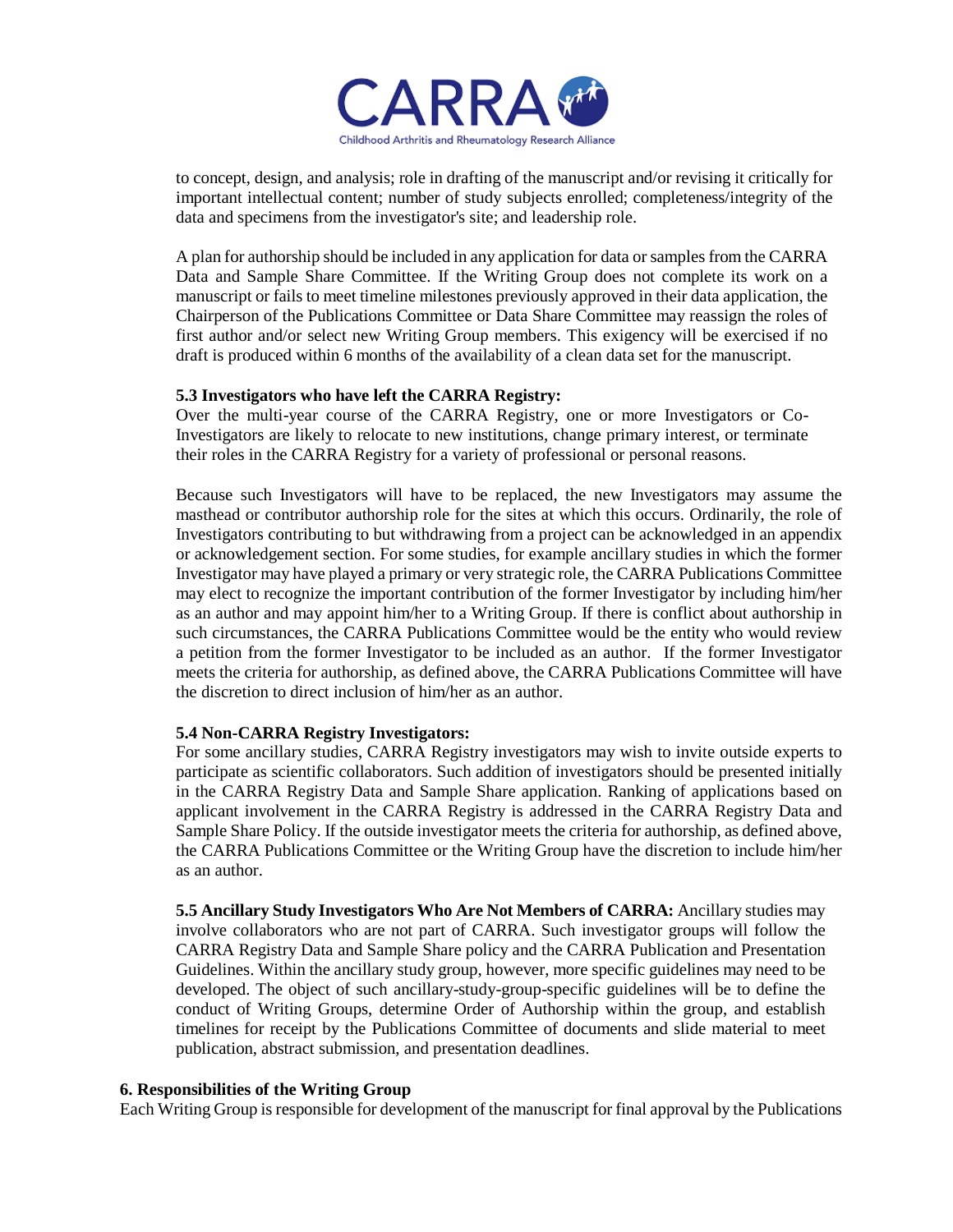to concept, design, and analysis; role in drafting of the manuscript and/or revising it critically for important intellectual content; number of study subjects enrolled; completeness/integrity of the data and specimens from the investigator's site; and leadership role.

A plan for authorship should be included in any application for data or samples from the CARRA Data and Sample Share Committee. If the Writing Group does not complete its work on a manuscript or fails to meet timeline milestones previously approved in their data application, the Chairperson of the Publications Committee or Data Share Committee may reassign the roles of first author and/or select new Writing Group members. This exigency will be exercised if no draft is produced within 6 months of the availability of a clean data set for the manuscript.

**5.3 Investigators who have left the CARRA Registry:**

Over the multi-year course of the CARRA Registry, one or more Investigators or Co-Investigators are likely to relocate to new institutions, change primary interest, or terminate their roles in the CARRA Registry for a variety of professional or personal reasons.

Because such Investigators will have to be replaced, the new Investigators may assume the masthead or contributor authorship role for the sites at which this occurs. Ordinarily, the role of Investigators contributing to but withdrawing from a project can be acknowledged in an appendix or acknowledgement section. For some studies, for example ancillary studies in which the former Investigator may have played a primary or very strategic role, the CARRA Publications Committee may elect to recognize the important contribution of the former Investigator by including him/her as an author and may appoint him/her to a Writing Group. If there is conflict about authorship in such circumstances, the CARRA Publications Committee would be the entity who would review a petition from the former Investigator to be included as an author. If the former Investigator meets the criteria for authorship, as defined above, the CARRA Publications Committee will have the discretion to direct inclusion of him/her as an author.

**5.4 Non-CARRA Registry Investigators:**

For some ancillary studies, CARRA Registry investigators may wish to invite outside experts to participate as scientific collaborators. Such addition of investigators should be presented initially in the CARRA Registry Data and Sample Share application. Ranking of applications based on applicant involvement in the CARRA Registry is addressed in the CARRA Registry Data and Sample Share Policy. If the outside investigator meets the criteria for authorship, as defined above, the CARRA Publications Committee or the Writing Group have the discretion to include him/her as an author.

**5.5 Ancillary Study Investigators Who Are Not Members of CARRA:** Ancillary studies may involve collaborators who are not part of CARRA. Such investigator groups will follow the CARRA Registry Data and Sample Share policy and the CARRA Publication and Presentation Guidelines. Within the ancillary study group, however, more specific guidelines may need to be developed. The object of such ancillary-study-group-specific guidelines will be to define the conduct of Writing Groups, determine Order of Authorship within the group, and establish timelines for receipt by the Publications Committee of documents and slide material to meet publication, abstract submission, and presentation deadlines.

## 6. Responsibilities of the Writing Group

Each Writing Group is responsible for development of the manuscript for final approval by the Publications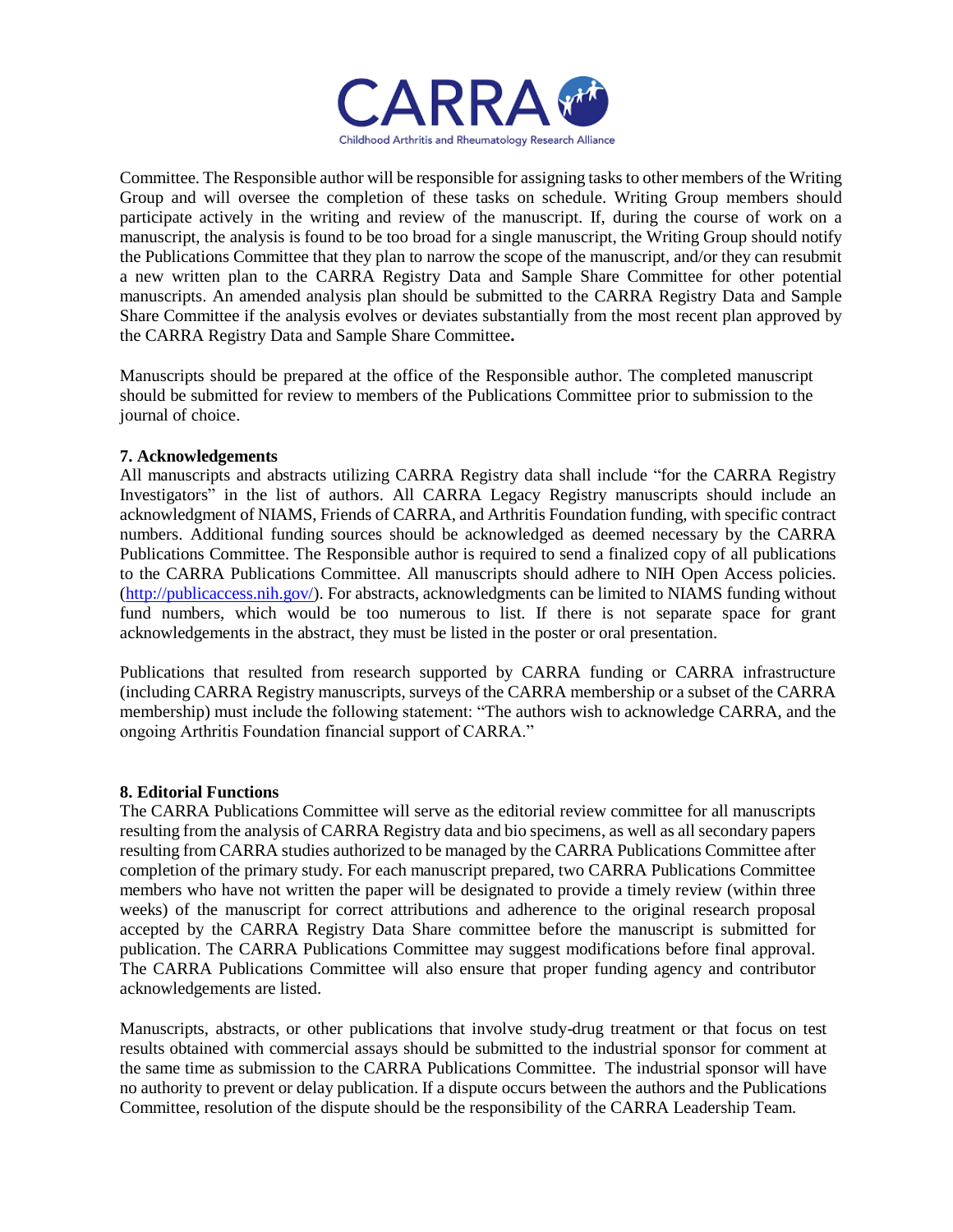Committee. The Responsible author will be responsible for assigning tasks to other members of the Writing Group and will oversee the completion of these tasks on schedule. Writing Group members should participate actively in the writing and review of the manuscript. If, during the course of work on a manuscript, the analysis is found to be too broad for a single manuscript, the Writing Group should notify the Publications Committee that they plan to narrow the scope of the manuscript, and/or they can resubmit a new written plan to the CARRA Registry Data and Sample Share Committee for other potential manuscripts. An amended analysis plan should be submitted to the CARRA Registry Data and Sample Share Committee if the analysis evolves or deviates substantially from the most recent plan approved by the CARRA Registry Data and Sample Share Committee**.**

Manuscripts should be prepared at the office of the Responsible author. The completed manuscript should be submitted for review to members of the Publications Committee prior to submission to the journal of choice.

**7. Acknowledgements**

All manuscripts and abstracts utilizing CARRA Registry data shall include "for the CARRA Registry Investigators" in the list of authors. All CARRA Legacy Registry manuscripts should include an acknowledgment of NIAMS, Friends of CARRA, and Arthritis Foundation funding, with specific contract numbers. Additional funding sources should be acknowledged as deemed necessary by the CARRA Publications Committee. The Responsible author is required to send a finalized copy of all publications to the CARRA Publications Committee. All manuscripts should adhere to NIH Open Access policies. ([http://publicaccess.nih.gov/](http://publicaccess.nih.gov/)). For abstracts, acknowledgments can be limited to NIAMS funding without fund numbers, which would be too numerous to list. If there is not separate space for grant acknowledgements in the abstract, they must be listed in the poster or oral presentation.

Publications that resulted from research supported by CARRA funding or CARRA infrastructure (including CARRA Registry manuscripts, surveys of the CARRA membership or a subset of the CARRA membership) must include the following statement: "The authors wish to acknowledge CARRA, and the ongoing Arthritis Foundation financial support of CARRA."

**8. Editorial Functions**

The CARRA Publications Committee will serve as the editorial review committee for all manuscripts resulting from the analysis of CARRA Registry data and bio specimens, as well as all secondary papers resulting from CARRA studies authorized to be managed by the CARRA Publications Committee after completion of the primary study. For each manuscript prepared, two CARRA Publications Committee members who have not written the paper will be designated to provide a timely review (within three weeks) of the manuscript for correct attributions and adherence to the original research proposal accepted by the CARRA Registry Data Share committee before the manuscript is submitted for publication. The CARRA Publications Committee may suggest modifications before final approval. The CARRA Publications Committee will also ensure that proper funding agency and contributor acknowledgements are listed.

Manuscripts, abstracts, or other publications that involve study-drug treatment or that focus on test results obtained with commercial assays should be submitted to the industrial sponsor for comment at the same time as submission to the CARRA Publications Committee. The industrial sponsor will have no authority to prevent or delay publication. If a dispute occurs between the authors and the Publications Committee, resolution of the dispute should be the responsibility of the CARRA Leadership Team.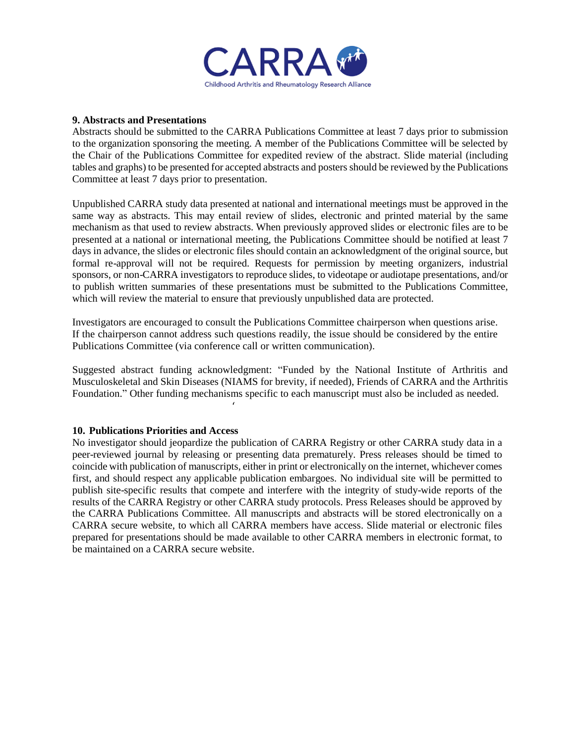### 9. Abstracts and Presentations

Abstracts should be submitted to the CARRA Publications Committee at least 7 days prior to submission to the organization sponsoring the meeting. A member of the Publications Committee will be selected by the Chair of the Publications Committee for expedited review of the abstract. Slide material (including tables and graphs) to be presented for accepted abstracts and posters should be reviewed by the Publications Committee at least 7 days prior to presentation.

Unpublished CARRA study data presented at national and international meetings must be approved in the same way as abstracts. This may entail review of slides, electronic and printed material by the same mechanism as that used to review abstracts. When previously approved slides or electronic files are to be presented at a national or international meeting, the Publications Committee should be notified at least 7 days in advance, the slides or electronic files should contain an acknowledgment of the original source, but formal re-approval will not be required. Requests for permission by meeting organizers, industrial sponsors, or non-CARRA investigators to reproduce slides, to videotape or audiotape presentations, and/or to publish written summaries of these presentations must be submitted to the Publications Committee, which will review the material to ensure that previously unpublished data are protected.

Investigators are encouraged to consult the Publications Committee chairperson when questions arise. If the chairperson cannot address such questions readily, the issue should be considered by the entire Publications Committee (via conference call or written communication).

Suggested abstract funding acknowledgment: "Funded by the National Institute of Arthritis and Musculoskeletal and Skin Diseases (NIAMS for brevity, if needed), Friends of CARRA and the Arthritis Foundation." Other funding mechanisms specific to each manuscript must also be included as needed.

### 10. Publications Priorities and Access

No investigator should jeopardize the publication of CARRA Registry or other CARRA study data in a peer-reviewed journal by releasing or presenting data prematurely. Press releases should be timed to coincide with publication of manuscripts, either in print or electronically on the internet, whichever comes first, and should respect any applicable publication embargoes. No individual site will be permitted to publish site-specific results that compete and interfere with the integrity of study-wide reports of the results of the CARRA Registry or other CARRA study protocols. Press Releases should be approved by the CARRA Publications Committee. All manuscripts and abstracts will be stored electronically on a CARRA secure website, to which all CARRA members have access. Slide material or electronic files prepared for presentations should be made available to other CARRA members in electronic format, to be maintained on a CARRA secure website.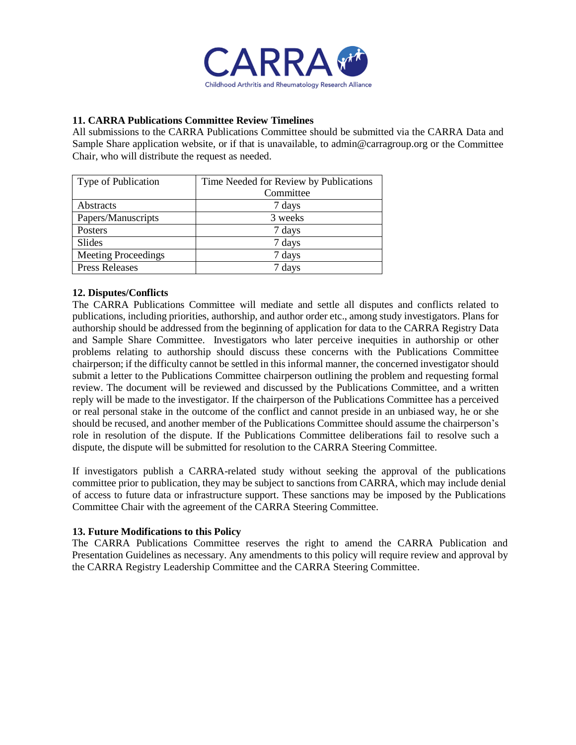### 11. CARRA Publications Committee Review Timelines

All submissions to the CARRA Publications Committee should be submitted via the CARRA Data and Sample Share application website, or if that is unavailable, to admin@carragroup.org or the Committee Chair, who will distribute the request as needed.

| Type of Publication | Time Needed for Review by Publications Committee |
|---|---|
| Abstracts | 7 days |
| Papers/Manuscripts | 3 weeks |
| Posters | 7 days |
| Slides | 7 days |
| Meeting Proceedings | 7 days |
| Press Releases | 7 days |

### 12. Disputes/Conflicts

The CARRA Publications Committee will mediate and settle all disputes and conflicts related to publications, including priorities, authorship, and author order etc., among study investigators. Plans for authorship should be addressed from the beginning of application for data to the CARRA Registry Data and Sample Share Committee. Investigators who later perceive inequities in authorship or other problems relating to authorship should discuss these concerns with the Publications Committee chairperson; if the difficulty cannot be settled in this informal manner, the concerned investigator should submit a letter to the Publications Committee chairperson outlining the problem and requesting formal review. The document will be reviewed and discussed by the Publications Committee, and a written reply will be made to the investigator. If the chairperson of the Publications Committee has a perceived or real personal stake in the outcome of the conflict and cannot preside in an unbiased way, he or she should be recused, and another member of the Publications Committee should assume the chairperson's role in resolution of the dispute. If the Publications Committee deliberations fail to resolve such a dispute, the dispute will be submitted for resolution to the CARRA Steering Committee.

If investigators publish a CARRA-related study without seeking the approval of the publications committee prior to publication, they may be subject to sanctions from CARRA, which may include denial of access to future data or infrastructure support. These sanctions may be imposed by the Publications Committee Chair with the agreement of the CARRA Steering Committee.

### 13. Future Modifications to this Policy

The CARRA Publications Committee reserves the right to amend the CARRA Publication and Presentation Guidelines as necessary. Any amendments to this policy will require review and approval by the CARRA Registry Leadership Committee and the CARRA Steering Committee.